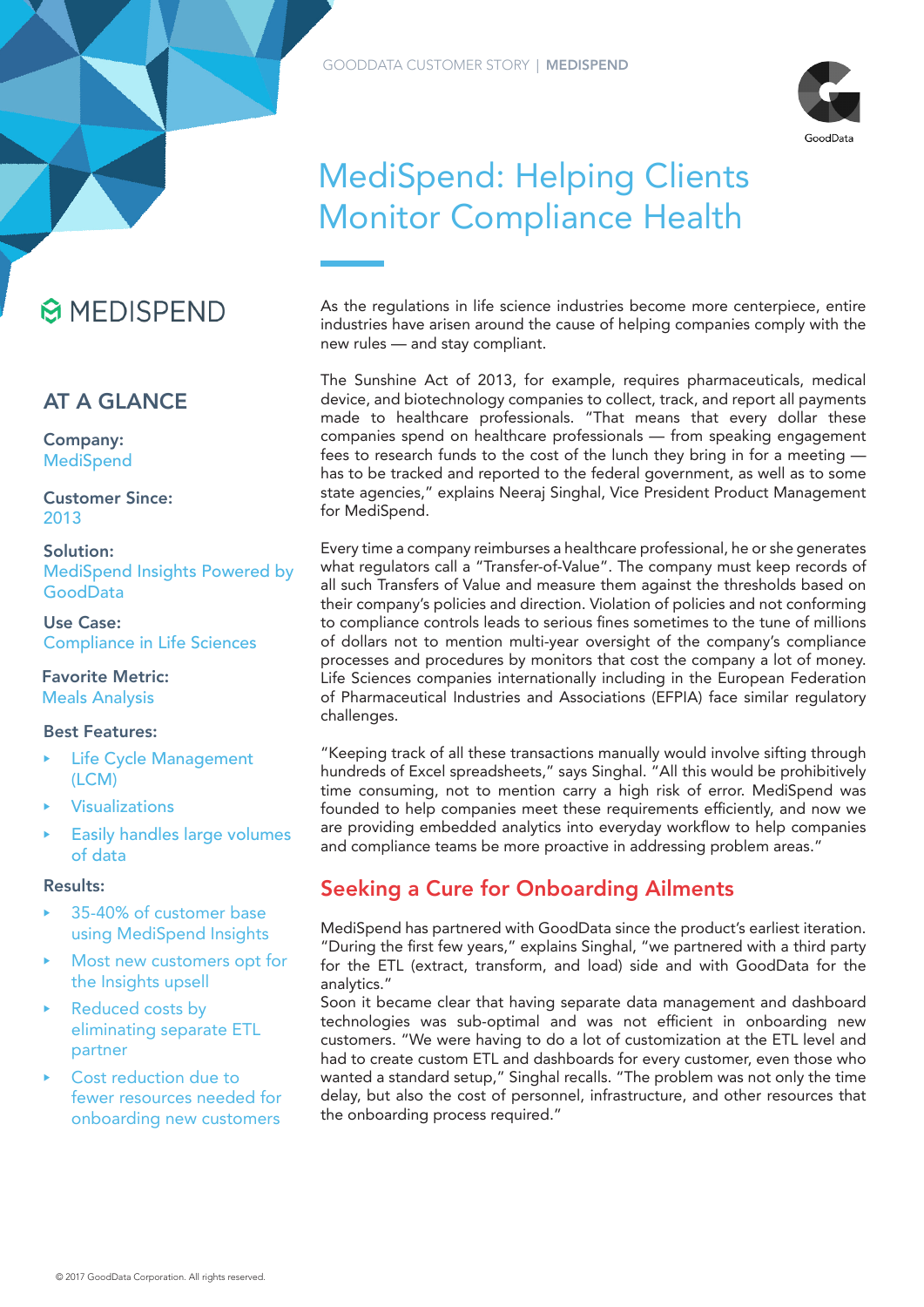# MediSpend: Helping Clients Monitor Compliance Health

MEDISPEND

## AT A GLANCE

**Company:**
MediSpend

**Customer Since:**
2013

**Solution:**
MediSpend Insights Powered by GoodData

**Use Case:**
Compliance in Life Sciences

**Favorite Metric:**
Meals Analysis

**Best Features:**

- Life Cycle Management (LCM)
- Visualizations
- Easily handles large volumes of data

**Results:**

- 35-40% of customer base using MediSpend Insights
- Most new customers opt for the Insights upsell
- Reduced costs by eliminating separate ETL partner
- Cost reduction due to fewer resources needed for onboarding new customers

As the regulations in life science industries become more centerpiece, entire industries have arisen around the cause of helping companies comply with the new rules — and stay compliant.

The Sunshine Act of 2013, for example, requires pharmaceuticals, medical device, and biotechnology companies to collect, track, and report all payments made to healthcare professionals. "That means that every dollar these companies spend on healthcare professionals — from speaking engagement fees to research funds to the cost of the lunch they bring in for a meeting — has to be tracked and reported to the federal government, as well as to some state agencies," explains Neeraj Singhal, Vice President Product Management for MediSpend.

Every time a company reimburses a healthcare professional, he or she generates what regulators call a "Transfer-of-Value". The company must keep records of all such Transfers of Value and measure them against the thresholds based on their company's policies and direction. Violation of policies and not conforming to compliance controls leads to serious fines sometimes to the tune of millions of dollars not to mention multi-year oversight of the company's compliance processes and procedures by monitors that cost the company a lot of money. Life Sciences companies internationally including in the European Federation of Pharmaceutical Industries and Associations (EFPIA) face similar regulatory challenges.

"Keeping track of all these transactions manually would involve sifting through hundreds of Excel spreadsheets," says Singhal. "All this would be prohibitively time consuming, not to mention carry a high risk of error. MediSpend was founded to help companies meet these requirements efficiently, and now we are providing embedded analytics into everyday workflow to help companies and compliance teams be more proactive in addressing problem areas."

## Seeking a Cure for Onboarding Ailments

MediSpend has partnered with GoodData since the product's earliest iteration. "During the first few years," explains Singhal, "we partnered with a third party for the ETL (extract, transform, and load) side and with GoodData for the analytics."

Soon it became clear that having separate data management and dashboard technologies was sub-optimal and was not efficient in onboarding new customers. "We were having to do a lot of customization at the ETL level and had to create custom ETL and dashboards for every customer, even those who wanted a standard setup," Singhal recalls. "The problem was not only the time delay, but also the cost of personnel, infrastructure, and other resources that the onboarding process required."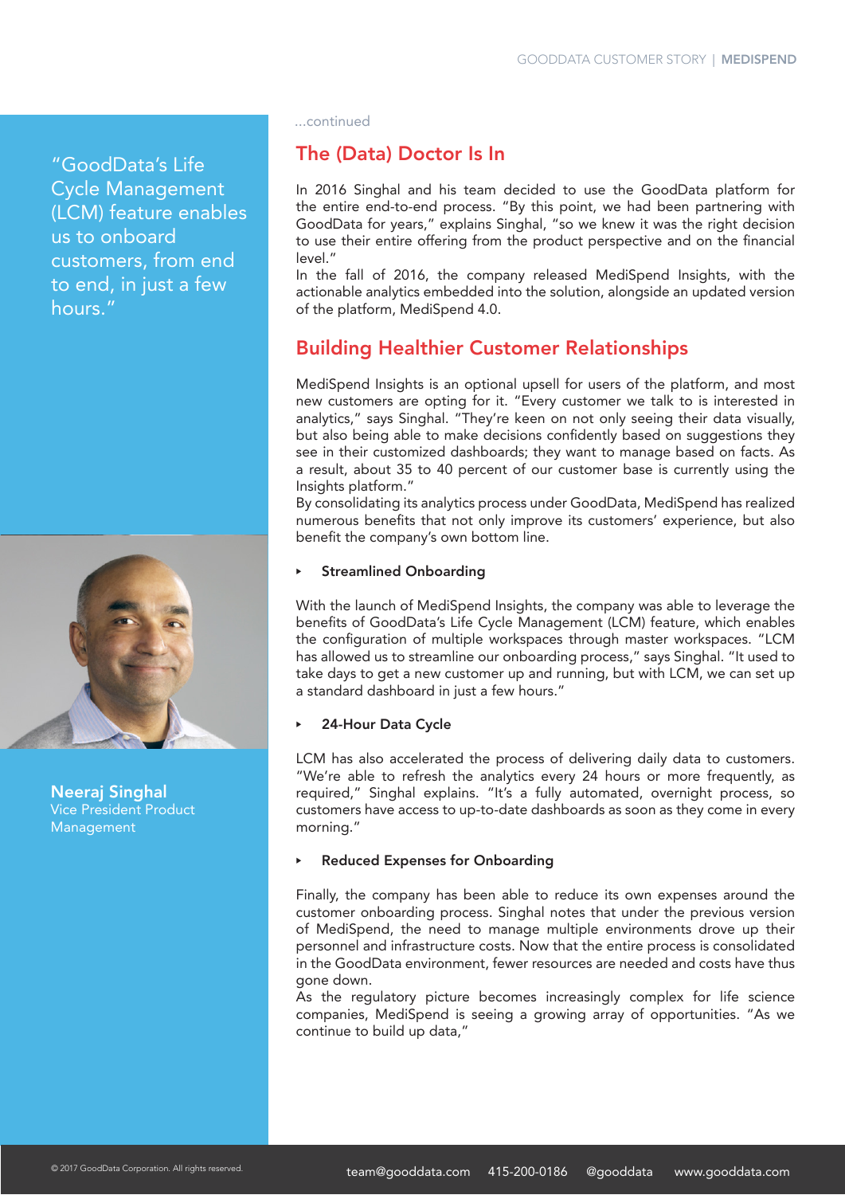> "GoodData's Life Cycle Management (LCM) feature enables us to onboard customers, from end to end, in just a few hours."

**Neeraj Singhal**
Vice President Product Management

...continued

## The (Data) Doctor Is In

In 2016 Singhal and his team decided to use the GoodData platform for the entire end-to-end process. "By this point, we had been partnering with GoodData for years," explains Singhal, "so we knew it was the right decision to use their entire offering from the product perspective and on the financial level."

In the fall of 2016, the company released MediSpend Insights, with the actionable analytics embedded into the solution, alongside an updated version of the platform, MediSpend 4.0.

## Building Healthier Customer Relationships

MediSpend Insights is an optional upsell for users of the platform, and most new customers are opting for it. "Every customer we talk to is interested in analytics," says Singhal. "They're keen on not only seeing their data visually, but also being able to make decisions confidently based on suggestions they see in their customized dashboards; they want to manage based on facts. As a result, about 35 to 40 percent of our customer base is currently using the Insights platform."

By consolidating its analytics process under GoodData, MediSpend has realized numerous benefits that not only improve its customers' experience, but also benefit the company's own bottom line.

- **Streamlined Onboarding**

With the launch of MediSpend Insights, the company was able to leverage the benefits of GoodData's Life Cycle Management (LCM) feature, which enables the configuration of multiple workspaces through master workspaces. "LCM has allowed us to streamline our onboarding process," says Singhal. "It used to take days to get a new customer up and running, but with LCM, we can set up a standard dashboard in just a few hours."

- **24-Hour Data Cycle**

LCM has also accelerated the process of delivering daily data to customers. "We're able to refresh the analytics every 24 hours or more frequently, as required," Singhal explains. "It's a fully automated, overnight process, so customers have access to up-to-date dashboards as soon as they come in every morning."

- **Reduced Expenses for Onboarding**

Finally, the company has been able to reduce its own expenses around the customer onboarding process. Singhal notes that under the previous version of MediSpend, the need to manage multiple environments drove up their personnel and infrastructure costs. Now that the entire process is consolidated in the GoodData environment, fewer resources are needed and costs have thus gone down.

As the regulatory picture becomes increasingly complex for life science companies, MediSpend is seeing a growing array of opportunities. "As we continue to build up data,"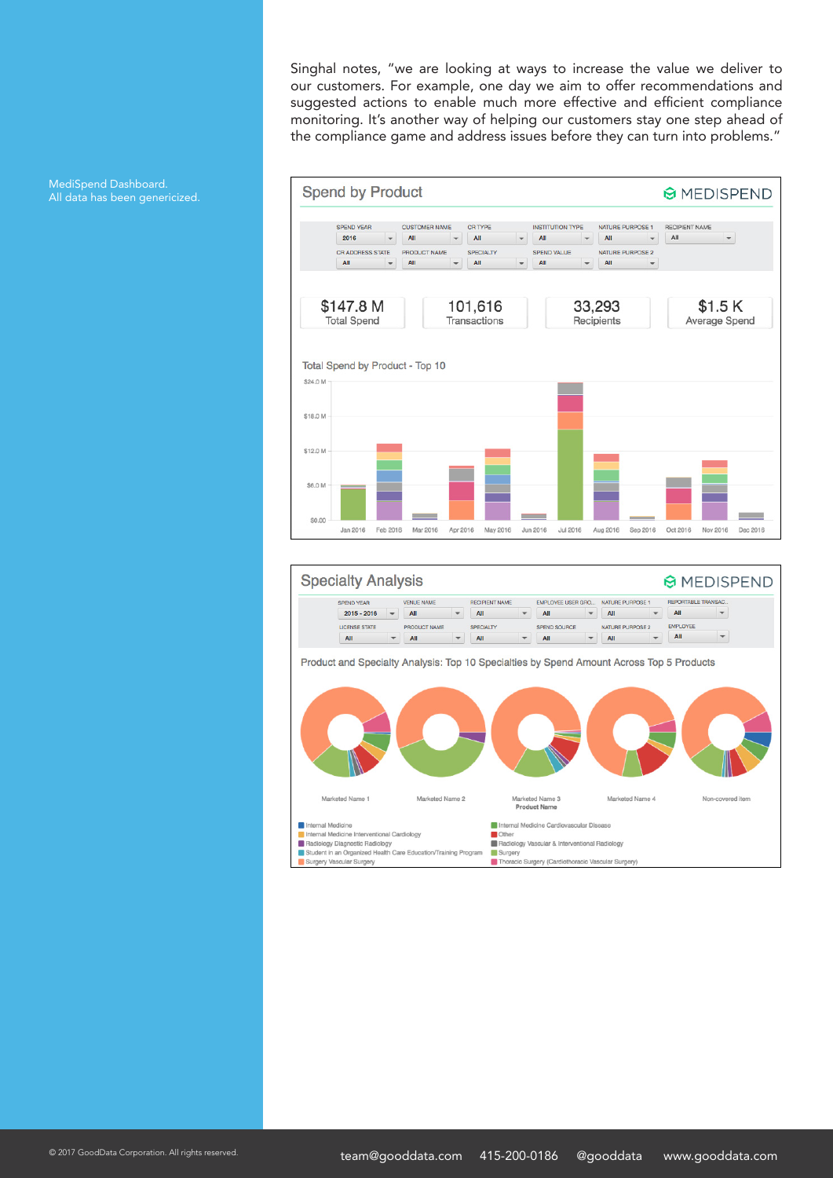Singhal notes, "we are looking at ways to increase the value we deliver to our customers. For example, one day we aim to offer recommendations and suggested actions to enable much more effective and efficient compliance monitoring. It's another way of helping our customers stay one step ahead of the compliance game and address issues before they can turn into problems."

MediSpend Dashboard.
All data has been genericized.

Spend by Product

MEDISPEND

SPEND YEAR 2016
CUSTOMER NAME All
CR TYPE All
INSTITUTION TYPE All
NATURE PURPOSE 1 All
RECIPIENT NAME All
CR ADDRESS STATE All
PRODUCT NAME All
SPECIALTY All
SPEND VALUE All
NATURE PURPOSE 2 All

$147.8 M
Total Spend

101,616
Transactions

33,293
Recipients

$1.5 K
Average Spend

Total Spend by Product - Top 10

$24.0 M
$18.0 M
$12.0 M
$6.0 M
$0.00

Jan 2016 Feb 2016 Mar 2016 Apr 2016 May 2016 Jun 2016 Jul 2016 Aug 2016 Sep 2016 Oct 2016 Nov 2016 Dec 2016

Specialty Analysis

MEDISPEND

SPEND YEAR 2015 - 2016
VENUE NAME All
RECIPIENT NAME All
EMPLOYEE USER GRO... All
NATURE PURPOSE 1 All
REPORTABLE TRANSAC... All
LICENSE STATE All
PRODUCT NAME All
SPECIALTY All
SPEND SOURCE All
NATURE PURPOSE 2 All
EMPLOYEE All

Product and Specialty Analysis: Top 10 Specialties by Spend Amount Across Top 5 Products

Marketed Name 1
Marketed Name 2
Marketed Name 3
Product Name
Marketed Name 4
Non-covered Item

Internal Medicine
Internal Medicine Interventional Cardiology
Radiology Diagnostic Radiology
Student in an Organized Health Care Education/Training Program
Surgery Vascular Surgery
Internal Medicine Cardiovascular Disease
Other
Radiology Vascular & Interventional Radiology
Surgery
Thoracic Surgery (Cardiothoracic Vascular Surgery)

© 2017 GoodData Corporation. All rights reserved.

team@gooddata.com 415-200-0186 @gooddata www.gooddata.com